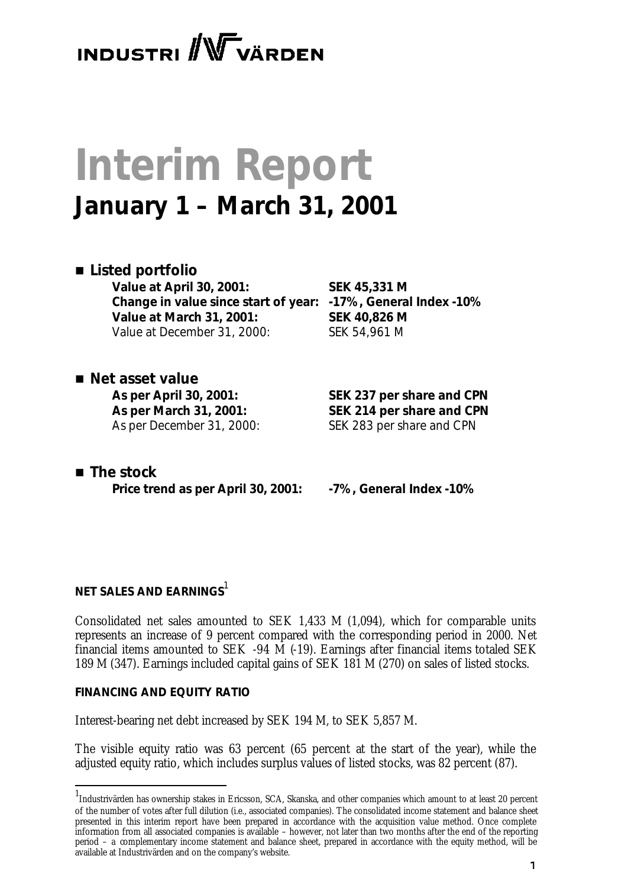INDUSTRI VÄRDEN

# Interim Report

## January 1 – March 31, 2001

- **Listed portfolio**

| | |
|---|---|
| **Value at April 30, 2001:** | **SEK 45,331 M** |
| **Change in value since start of year:** | **-17%, General Index -10%** |
| **Value at March 31, 2001:** | **SEK 40,826 M** |
| Value at December 31, 2000: | SEK 54,961 M |

- **Net asset value**

| | |
|---|---|
| **As per April 30, 2001:** | **SEK 237 per share and CPN** |
| **As per March 31, 2001:** | **SEK 214 per share and CPN** |
| As per December 31, 2000: | SEK 283 per share and CPN |

- **The stock**

| | |
|---|---|
| **Price trend as per April 30, 2001:** | **-7%, General Index -10%** |

**NET SALES AND EARNINGS**[1]

Consolidated net sales amounted to SEK 1,433 M (1,094), which for comparable units represents an increase of 9 percent compared with the corresponding period in 2000. Net financial items amounted to SEK -94 M (-19). Earnings after financial items totaled SEK 189 M (347). Earnings included capital gains of SEK 181 M (270) on sales of listed stocks.

**FINANCING AND EQUITY RATIO**

Interest-bearing net debt increased by SEK 194 M, to SEK 5,857 M.

The visible equity ratio was 63 percent (65 percent at the start of the year), while the adjusted equity ratio, which includes surplus values of listed stocks, was 82 percent (87).

[1] Industrivärden has ownership stakes in Ericsson, SCA, Skanska, and other companies which amount to at least 20 percent of the number of votes after full dilution (i.e., associated companies). The consolidated income statement and balance sheet presented in this interim report have been prepared in accordance with the acquisition value method. Once complete information from all associated companies is available – however, not later than two months after the end of the reporting period – a complementary income statement and balance sheet, prepared in accordance with the equity method, will be available at Industrivärden and on the company's website.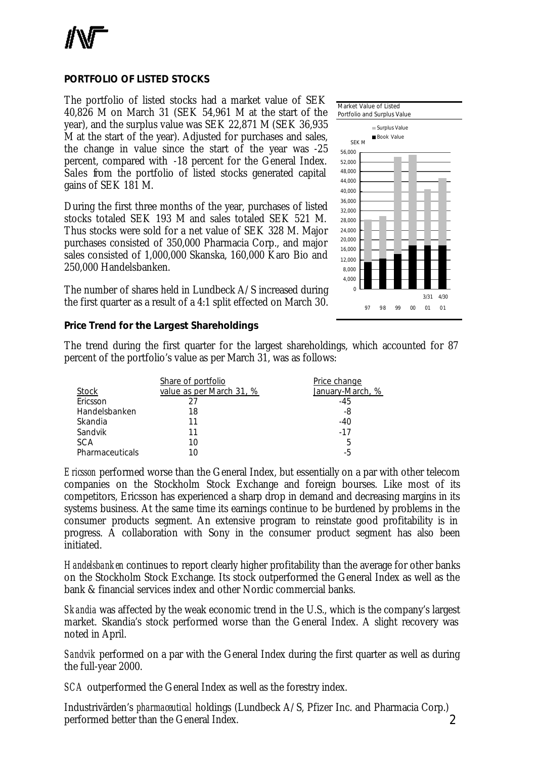**PORTFOLIO OF LISTED STOCKS**

The portfolio of listed stocks had a market value of SEK 40,826 M on March 31 (SEK 54,961 M at the start of the year), and the surplus value was SEK 22,871 M (SEK 36,935 M at the start of the year). Adjusted for purchases and sales, the change in value since the start of the year was -25 percent, compared with -18 percent for the General Index. Sales from the portfolio of listed stocks generated capital gains of SEK 181 M.

During the first three months of the year, purchases of listed stocks totaled SEK 193 M and sales totaled SEK 521 M. Thus stocks were sold for a net value of SEK 328 M. Major purchases consisted of 350,000 Pharmacia Corp., and major sales consisted of 1,000,000 Skanska, 160,000 Karo Bio and 250,000 Handelsbanken.

The number of shares held in Lundbeck A/S increased during the first quarter as a result of a 4:1 split effected on March 30.

Market Value of Listed Portfolio and Surplus Value

**Price Trend for the Largest Shareholdings**

The trend during the first quarter for the largest shareholdings, which accounted for 87 percent of the portfolio's value as per March 31, was as follows:

| Stock | Share of portfolio value as per March 31, % | Price change January-March, % |
|---|---|---|
| Ericsson | 27 | -45 |
| Handelsbanken | 18 | -8 |
| Skandia | 11 | -40 |
| Sandvik | 11 | -17 |
| SCA | 10 | 5 |
| Pharmaceuticals | 10 | -5 |

*Ericsson* performed worse than the General Index, but essentially on a par with other telecom companies on the Stockholm Stock Exchange and foreign bourses. Like most of its competitors, Ericsson has experienced a sharp drop in demand and decreasing margins in its systems business. At the same time its earnings continue to be burdened by problems in the consumer products segment. An extensive program to reinstate good profitability is in progress. A collaboration with Sony in the consumer product segment has also been initiated.

*Handelsbanken* continues to report clearly higher profitability than the average for other banks on the Stockholm Stock Exchange. Its stock outperformed the General Index as well as the bank & financial services index and other Nordic commercial banks.

*Skandia* was affected by the weak economic trend in the U.S., which is the company's largest market. Skandia's stock performed worse than the General Index. A slight recovery was noted in April.

*Sandvik* performed on a par with the General Index during the first quarter as well as during the full-year 2000.

*SCA* outperformed the General Index as well as the forestry index.

Industrivärden's *pharmaceutical* holdings (Lundbeck A/S, Pfizer Inc. and Pharmacia Corp.) performed better than the General Index.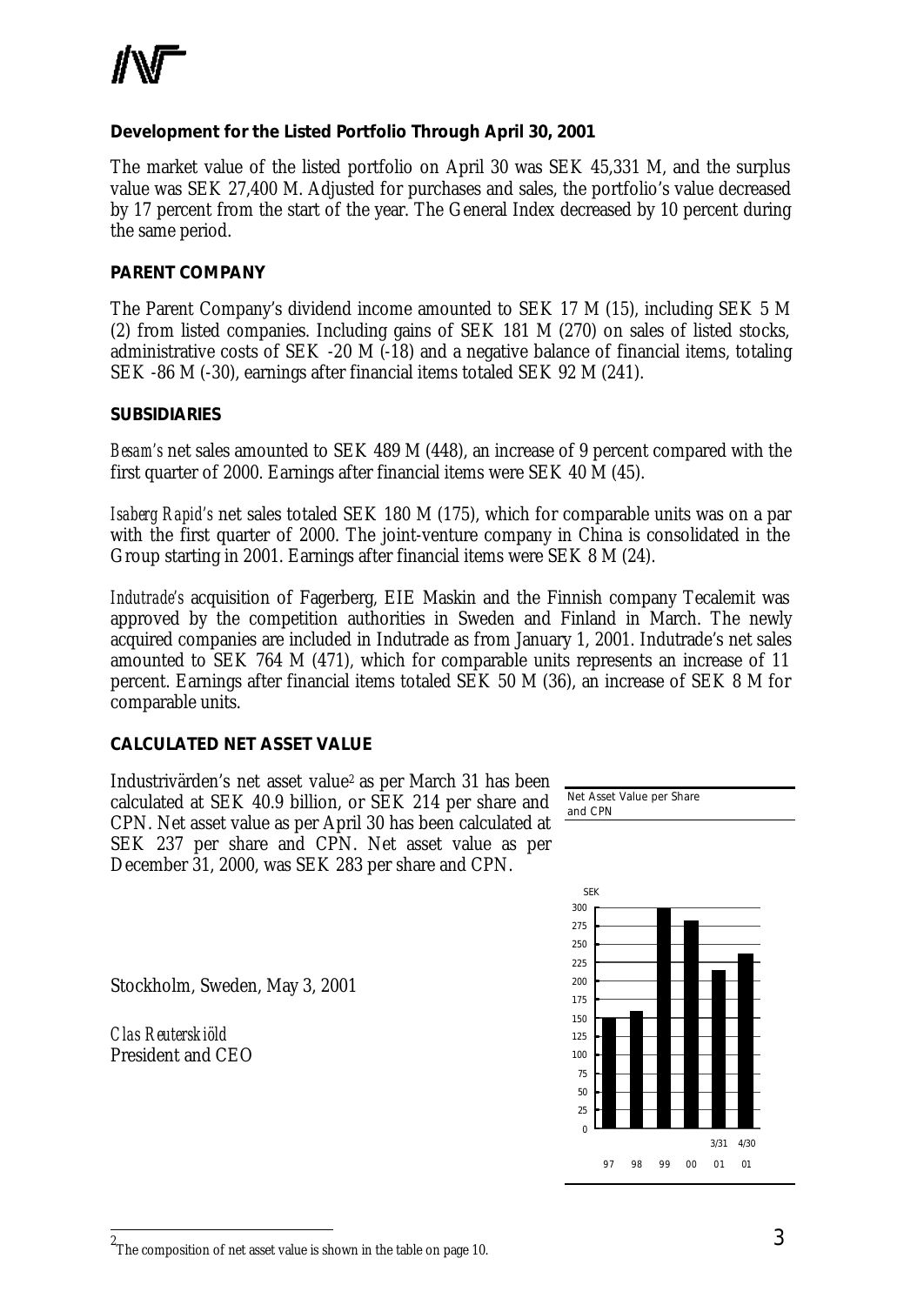**Development for the Listed Portfolio Through April 30, 2001**

The market value of the listed portfolio on April 30 was SEK 45,331 M, and the surplus value was SEK 27,400 M. Adjusted for purchases and sales, the portfolio's value decreased by 17 percent from the start of the year. The General Index decreased by 10 percent during the same period.

**PARENT COMPANY**

The Parent Company's dividend income amounted to SEK 17 M (15), including SEK 5 M (2) from listed companies. Including gains of SEK 181 M (270) on sales of listed stocks, administrative costs of SEK -20 M (-18) and a negative balance of financial items, totaling SEK -86 M (-30), earnings after financial items totaled SEK 92 M (241).

**SUBSIDIARIES**

*Besam's* net sales amounted to SEK 489 M (448), an increase of 9 percent compared with the first quarter of 2000. Earnings after financial items were SEK 40 M (45).

*Isaberg Rapid's* net sales totaled SEK 180 M (175), which for comparable units was on a par with the first quarter of 2000. The joint-venture company in China is consolidated in the Group starting in 2001. Earnings after financial items were SEK 8 M (24).

*Indutrade's* acquisition of Fagerberg, EIE Maskin and the Finnish company Tecalemit was approved by the competition authorities in Sweden and Finland in March. The newly acquired companies are included in Indutrade as from January 1, 2001. Indutrade's net sales amounted to SEK 764 M (471), which for comparable units represents an increase of 11 percent. Earnings after financial items totaled SEK 50 M (36), an increase of SEK 8 M for comparable units.

**CALCULATED NET ASSET VALUE**

Industrivärden's net asset value[2] as per March 31 has been calculated at SEK 40.9 billion, or SEK 214 per share and CPN. Net asset value as per April 30 has been calculated at SEK 237 per share and CPN. Net asset value as per December 31, 2000, was SEK 283 per share and CPN.

Net Asset Value per Share and CPN

| SEK | 97 | 98 | 99 | 00 | 3/31 01 | 4/30 01 |
|---|---|---|---|---|---|---|
| Net asset value per share and CPN | ~150 | ~160 | ~300 | 283 | 214 | 237 |

Stockholm, Sweden, May 3, 2001

*Clas Reuterskiöld*
President and CEO

[2] The composition of net asset value is shown in the table on page 10.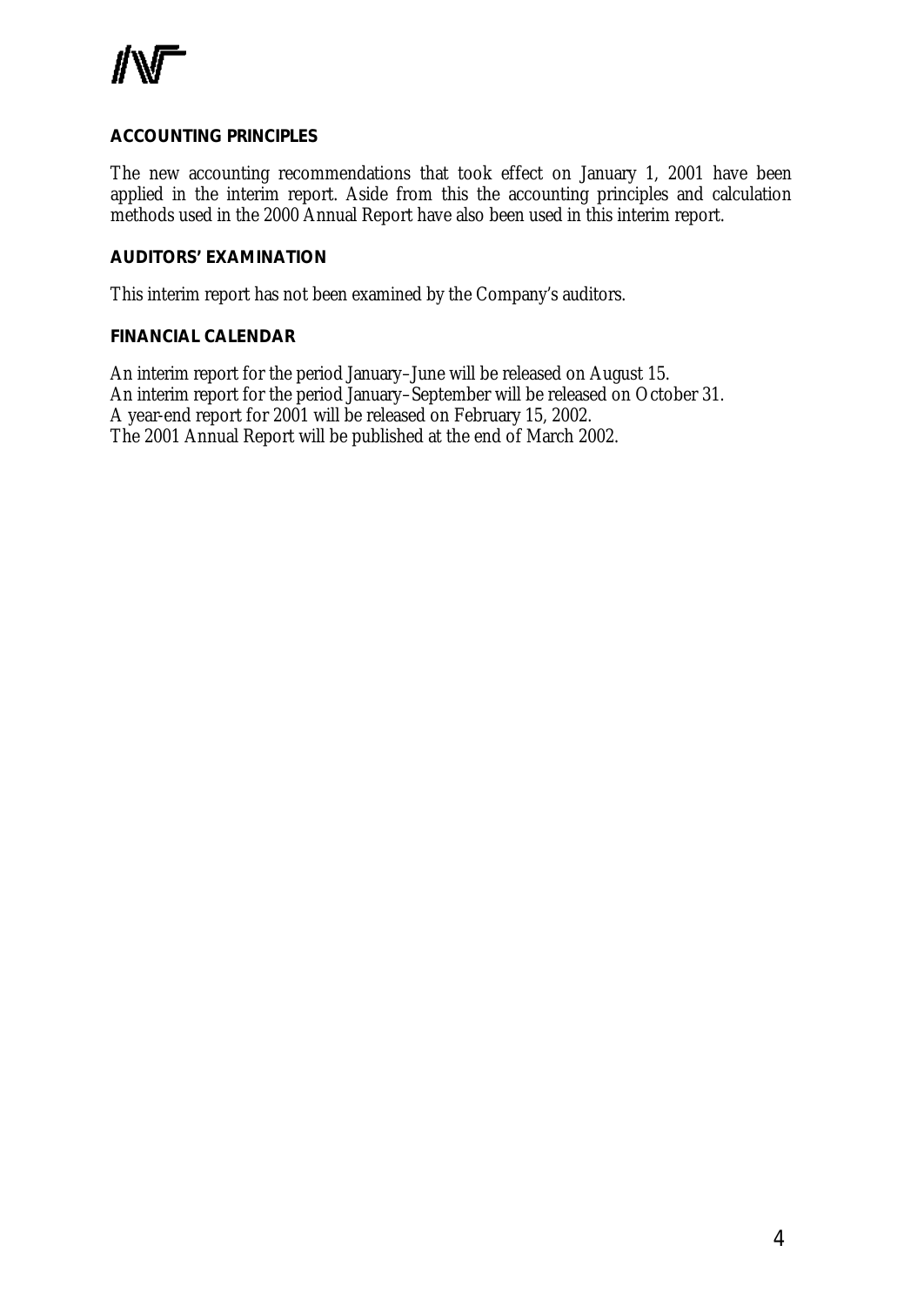## ACCOUNTING PRINCIPLES

The new accounting recommendations that took effect on January 1, 2001 have been applied in the interim report. Aside from this the accounting principles and calculation methods used in the 2000 Annual Report have also been used in this interim report.

## AUDITORS' EXAMINATION

This interim report has not been examined by the Company's auditors.

## FINANCIAL CALENDAR

An interim report for the period January–June will be released on August 15.
An interim report for the period January–September will be released on October 31.
A year-end report for 2001 will be released on February 15, 2002.
The 2001 Annual Report will be published at the end of March 2002.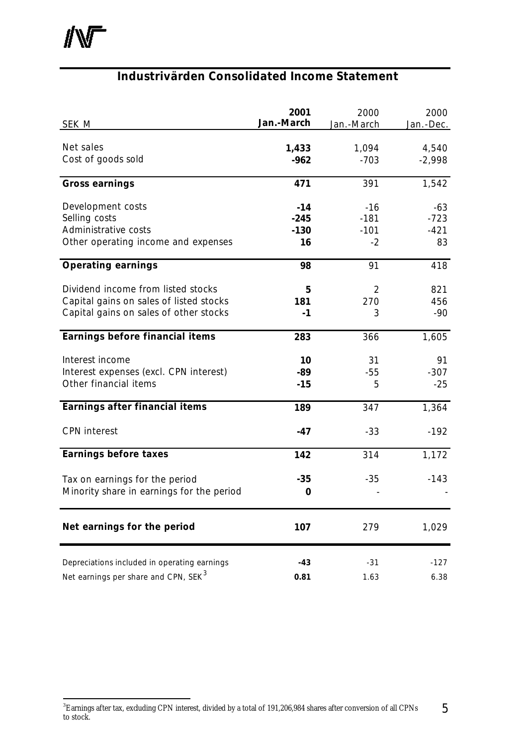## Industrivärden Consolidated Income Statement

| SEK M | 2001 Jan.-March | 2000 Jan.-March | 2000 Jan.-Dec. |
|---|---|---|---|
| Net sales | **1,433** | 1,094 | 4,540 |
| Cost of goods sold | **-962** | -703 | -2,998 |
| **Gross earnings** | **471** | 391 | 1,542 |
| Development costs | **-14** | -16 | -63 |
| Selling costs | **-245** | -181 | -723 |
| Administrative costs | **-130** | -101 | -421 |
| Other operating income and expenses | **16** | -2 | 83 |
| **Operating earnings** | **98** | 91 | 418 |
| Dividend income from listed stocks | **5** | 2 | 821 |
| Capital gains on sales of listed stocks | **181** | 270 | 456 |
| Capital gains on sales of other stocks | **-1** | 3 | -90 |
| **Earnings before financial items** | **283** | 366 | 1,605 |
| Interest income | **10** | 31 | 91 |
| Interest expenses (excl. CPN interest) | **-89** | -55 | -307 |
| Other financial items | **-15** | 5 | -25 |
| **Earnings after financial items** | **189** | 347 | 1,364 |
| CPN interest | **-47** | -33 | -192 |
| **Earnings before taxes** | **142** | 314 | 1,172 |
| Tax on earnings for the period | **-35** | -35 | -143 |
| Minority share in earnings for the period | **0** | - | - |
| **Net earnings for the period** | **107** | 279 | 1,029 |
| Depreciations included in operating earnings | **-43** | -31 | -127 |
| Net earnings per share and CPN, SEK[3] | **0.81** | 1.63 | 6.38 |

[3] Earnings after tax, excluding CPN interest, divided by a total of 191,206,984 shares after conversion of all CPNs to stock.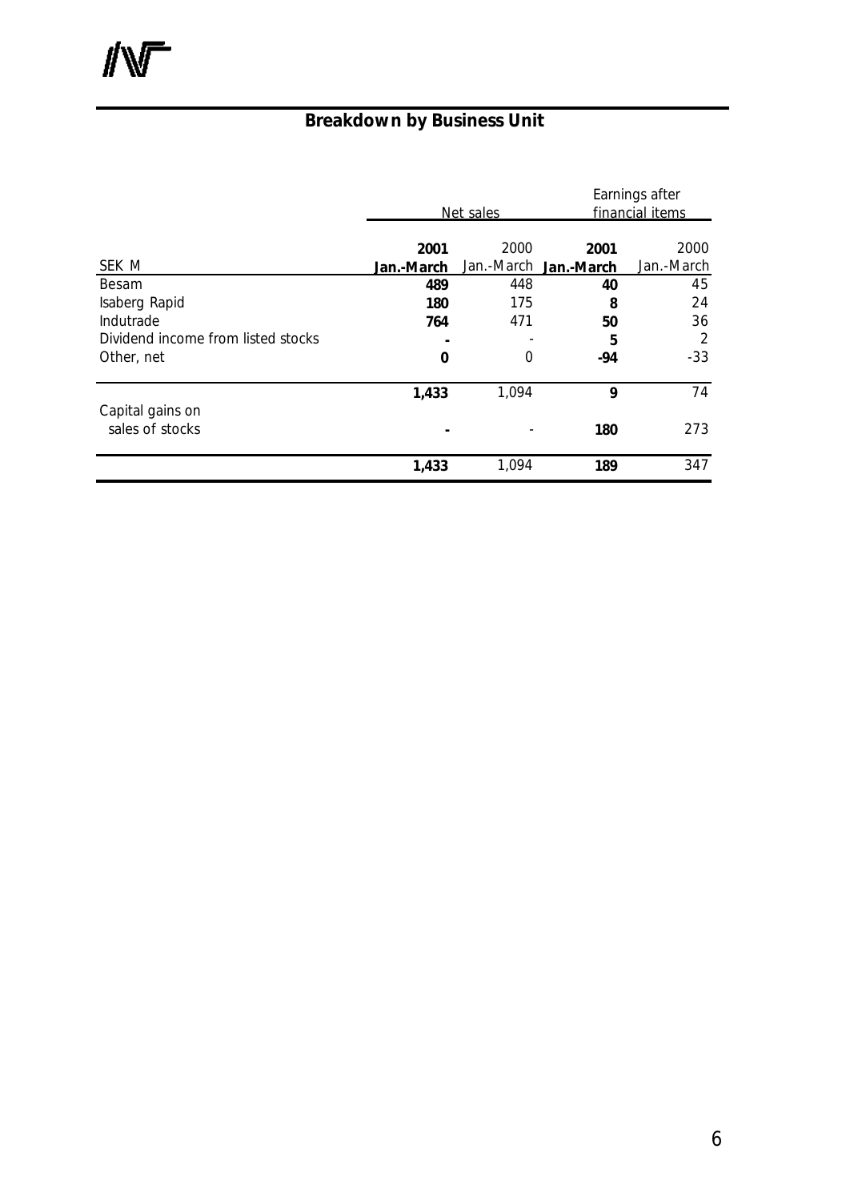## Breakdown by Business Unit

| SEK M | Net sales | | Earnings after financial items | |
|---|---|---|---|---|
| | **2001 Jan.-March** | 2000 Jan.-March | **2001 Jan.-March** | 2000 Jan.-March |
| Besam | **489** | 448 | **40** | 45 |
| Isaberg Rapid | **180** | 175 | **8** | 24 |
| Indutrade | **764** | 471 | **50** | 36 |
| Dividend income from listed stocks | **-** | - | **5** | 2 |
| Other, net | **0** | 0 | **-94** | -33 |
| | **1,433** | 1,094 | **9** | 74 |
| Capital gains on sales of stocks | **-** | - | **180** | 273 |
| | **1,433** | 1,094 | **189** | 347 |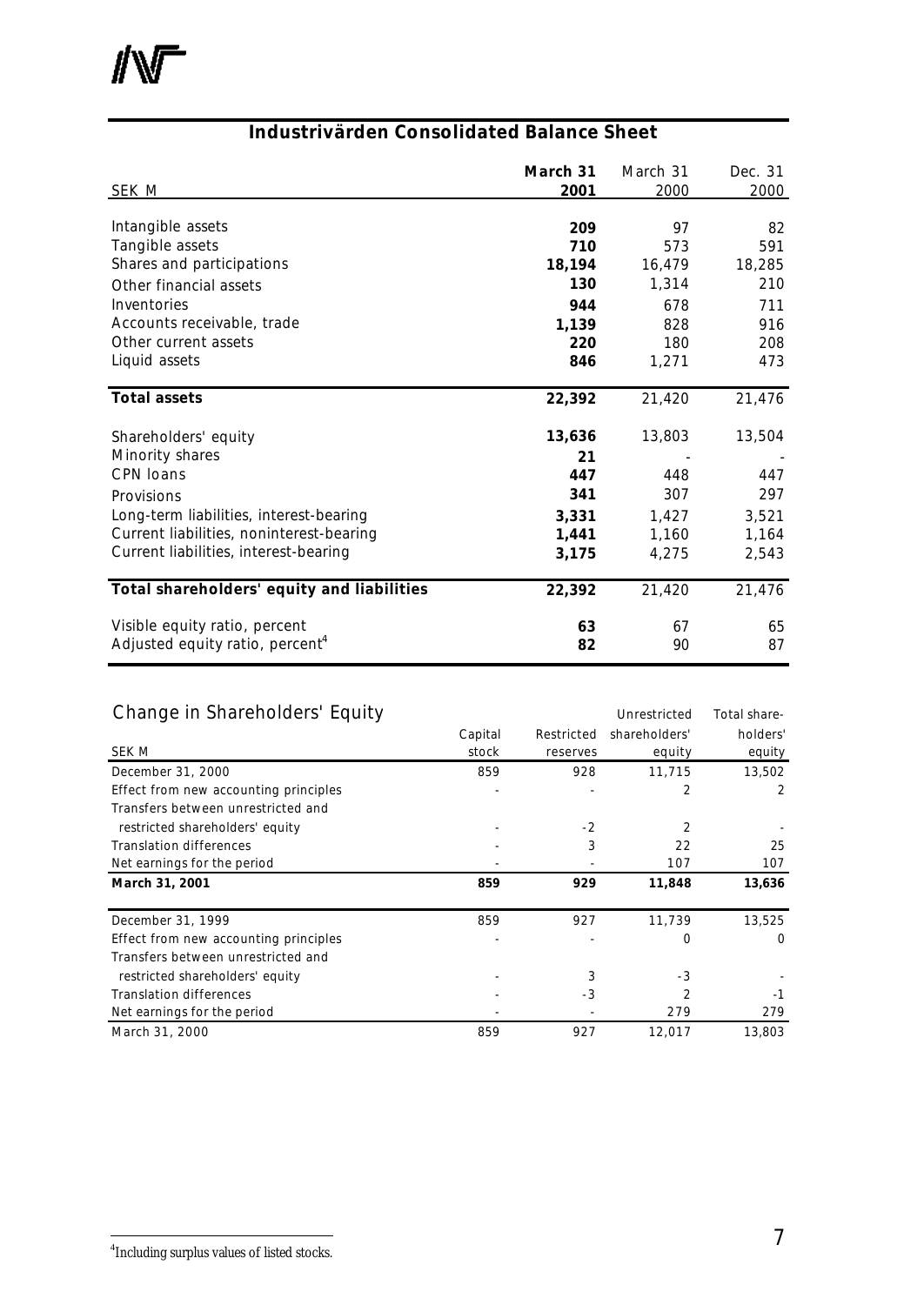## Industrivärden Consolidated Balance Sheet

| SEK M | **March 31 2001** | March 31 2000 | Dec. 31 2000 |
|---|---|---|---|
| Intangible assets | **209** | 97 | 82 |
| Tangible assets | **710** | 573 | 591 |
| Shares and participations | **18,194** | 16,479 | 18,285 |
| Other financial assets | **130** | 1,314 | 210 |
| Inventories | **944** | 678 | 711 |
| Accounts receivable, trade | **1,139** | 828 | 916 |
| Other current assets | **220** | 180 | 208 |
| Liquid assets | **846** | 1,271 | 473 |
| **Total assets** | **22,392** | 21,420 | 21,476 |
| Shareholders' equity | **13,636** | 13,803 | 13,504 |
| Minority shares | **21** | - | - |
| CPN loans | **447** | 448 | 447 |
| Provisions | **341** | 307 | 297 |
| Long-term liabilities, interest-bearing | **3,331** | 1,427 | 3,521 |
| Current liabilities, noninterest-bearing | **1,441** | 1,160 | 1,164 |
| Current liabilities, interest-bearing | **3,175** | 4,275 | 2,543 |
| **Total shareholders' equity and liabilities** | **22,392** | 21,420 | 21,476 |
| Visible equity ratio, percent | **63** | 67 | 65 |
| Adjusted equity ratio, percent[4] | **82** | 90 | 87 |

## Change in Shareholders' Equity

| SEK M | Capital stock | Restricted reserves | Unrestricted shareholders' equity | Total shareholders' equity |
|---|---|---|---|---|
| December 31, 2000 | 859 | 928 | 11,715 | 13,502 |
| Effect from new accounting principles | - | - | 2 | 2 |
| Transfers between unrestricted and restricted shareholders' equity | - | -2 | 2 | - |
| Translation differences | - | 3 | 22 | 25 |
| Net earnings for the period | - | - | 107 | 107 |
| **March 31, 2001** | **859** | **929** | **11,848** | **13,636** |
| December 31, 1999 | 859 | 927 | 11,739 | 13,525 |
| Effect from new accounting principles | - | - | 0 | 0 |
| Transfers between unrestricted and restricted shareholders' equity | - | 3 | -3 | - |
| Translation differences | - | -3 | 2 | -1 |
| Net earnings for the period | - | - | 279 | 279 |
| March 31, 2000 | 859 | 927 | 12,017 | 13,803 |

[4] Including surplus values of listed stocks.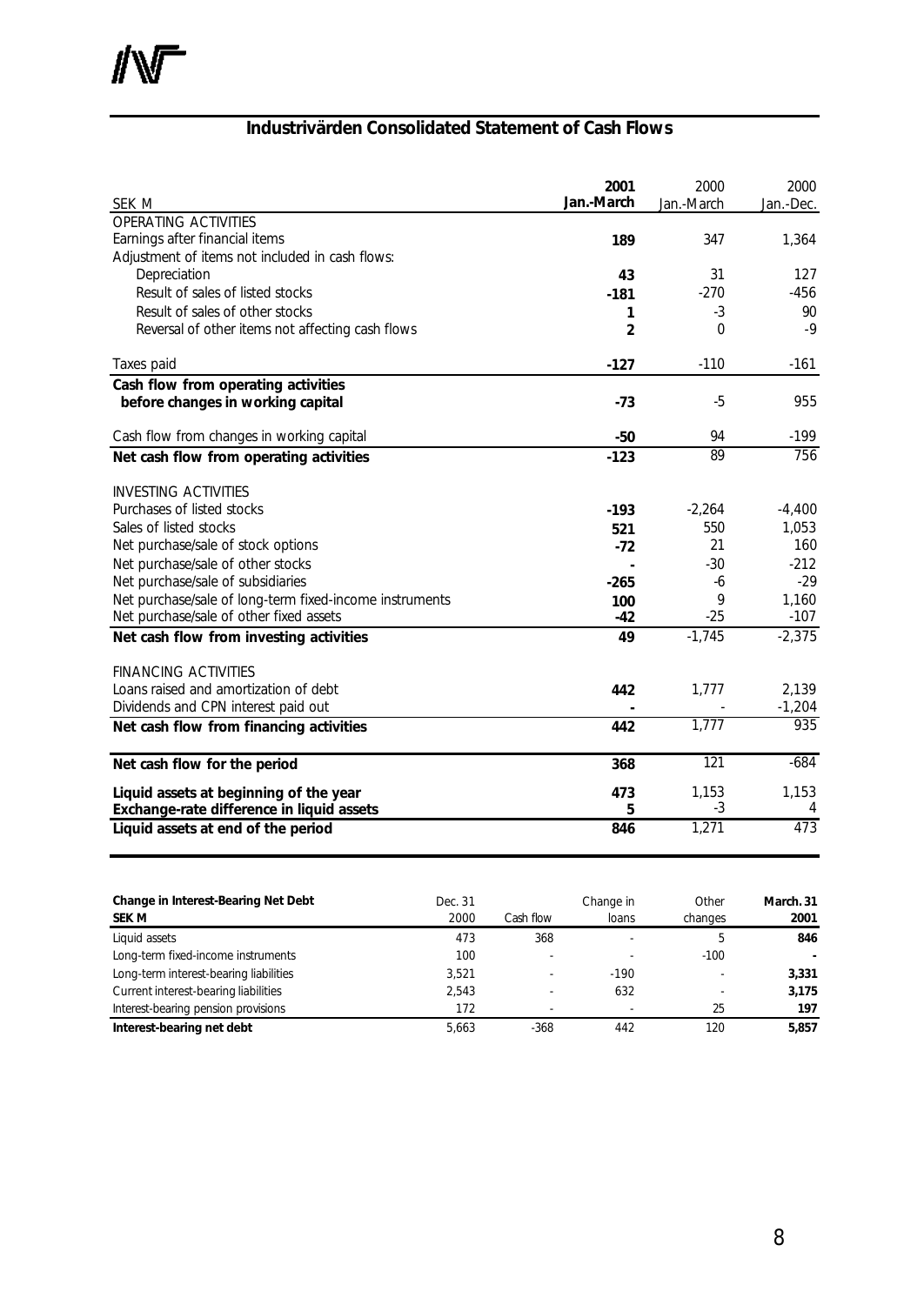## Industrivärden Consolidated Statement of Cash Flows

| SEK M | 2001 Jan.-March | 2000 Jan.-March | 2000 Jan.-Dec. |
|---|---|---|---|
| **OPERATING ACTIVITIES** | | | |
| Earnings after financial items | **189** | 347 | 1,364 |
| Adjustment of items not included in cash flows: | | | |
| Depreciation | **43** | 31 | 127 |
| Result of sales of listed stocks | **-181** | -270 | -456 |
| Result of sales of other stocks | **1** | -3 | 90 |
| Reversal of other items not affecting cash flows | **2** | 0 | -9 |
| Taxes paid | **-127** | -110 | -161 |
| **Cash flow from operating activities before changes in working capital** | **-73** | -5 | 955 |
| Cash flow from changes in working capital | **-50** | 94 | -199 |
| **Net cash flow from operating activities** | **-123** | 89 | 756 |
| **INVESTING ACTIVITIES** | | | |
| Purchases of listed stocks | **-193** | -2,264 | -4,400 |
| Sales of listed stocks | **521** | 550 | 1,053 |
| Net purchase/sale of stock options | **-72** | 21 | 160 |
| Net purchase/sale of other stocks | **-** | -30 | -212 |
| Net purchase/sale of subsidiaries | **-265** | -6 | -29 |
| Net purchase/sale of long-term fixed-income instruments | **100** | 9 | 1,160 |
| Net purchase/sale of other fixed assets | **-42** | -25 | -107 |
| **Net cash flow from investing activities** | **49** | -1,745 | -2,375 |
| **FINANCING ACTIVITIES** | | | |
| Loans raised and amortization of debt | **442** | 1,777 | 2,139 |
| Dividends and CPN interest paid out | **-** | - | -1,204 |
| **Net cash flow from financing activities** | **442** | 1,777 | 935 |
| **Net cash flow for the period** | **368** | 121 | -684 |
| **Liquid assets at beginning of the year** | **473** | 1,153 | 1,153 |
| **Exchange-rate difference in liquid assets** | **5** | -3 | 4 |
| **Liquid assets at end of the period** | **846** | 1,271 | 473 |

| **Change in Interest-Bearing Net Debt SEK M** | Dec. 31 2000 | Cash flow | Change in loans | Other changes | **March. 31 2001** |
|---|---|---|---|---|---|
| Liquid assets | 473 | 368 | - | 5 | **846** |
| Long-term fixed-income instruments | 100 | - | - | -100 | **-** |
| Long-term interest-bearing liabilities | 3,521 | - | -190 | - | **3,331** |
| Current interest-bearing liabilities | 2,543 | - | 632 | - | **3,175** |
| Interest-bearing pension provisions | 172 | - | - | 25 | **197** |
| **Interest-bearing net debt** | 5,663 | -368 | 442 | 120 | **5,857** |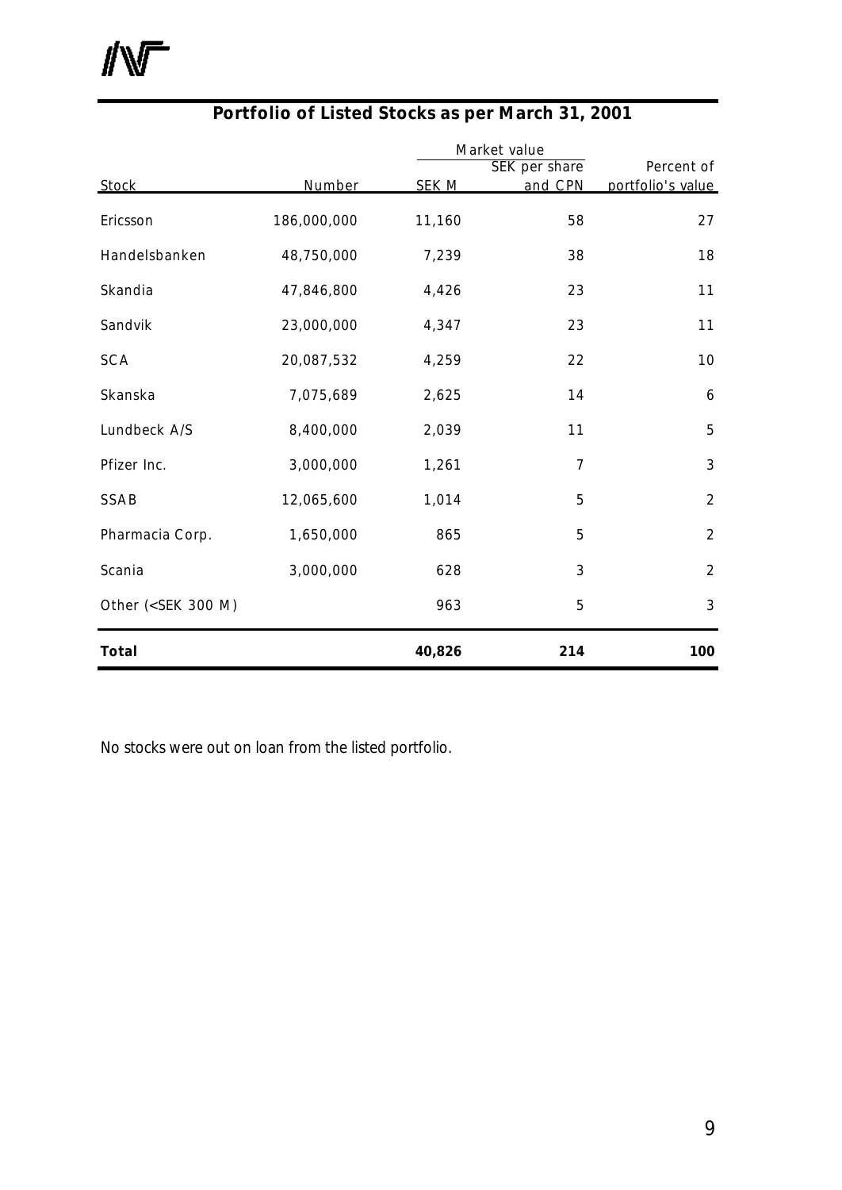## Portfolio of Listed Stocks as per March 31, 2001

| Stock | Number | Market value | | Percent of portfolio's value |
|---|---|---|---|---|
| | | SEK M | SEK per share and CPN | |
| Ericsson | 186,000,000 | 11,160 | 58 | 27 |
| Handelsbanken | 48,750,000 | 7,239 | 38 | 18 |
| Skandia | 47,846,800 | 4,426 | 23 | 11 |
| Sandvik | 23,000,000 | 4,347 | 23 | 11 |
| SCA | 20,087,532 | 4,259 | 22 | 10 |
| Skanska | 7,075,689 | 2,625 | 14 | 6 |
| Lundbeck A/S | 8,400,000 | 2,039 | 11 | 5 |
| Pfizer Inc. | 3,000,000 | 1,261 | 7 | 3 |
| SSAB | 12,065,600 | 1,014 | 5 | 2 |
| Pharmacia Corp. | 1,650,000 | 865 | 5 | 2 |
| Scania | 3,000,000 | 628 | 3 | 2 |
| Other (<SEK 300 M) | | 963 | 5 | 3 |
| **Total** | | **40,826** | **214** | **100** |

No stocks were out on loan from the listed portfolio.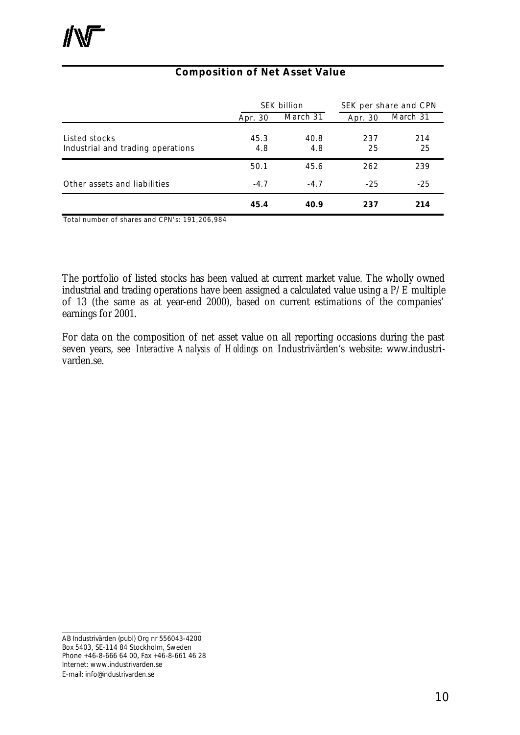## Composition of Net Asset Value

| | SEK billion | | SEK per share and CPN | |
|---|---|---|---|---|
| | Apr. 30 | March 31 | Apr. 30 | March 31 |
| Listed stocks | 45.3 | 40.8 | 237 | 214 |
| Industrial and trading operations | 4.8 | 4.8 | 25 | 25 |
| | 50.1 | 45.6 | 262 | 239 |
| Other assets and liabilities | -4.7 | -4.7 | -25 | -25 |
| | **45.4** | **40.9** | **237** | **214** |

Total number of shares and CPN's: 191,206,984

The portfolio of listed stocks has been valued at current market value. The wholly owned industrial and trading operations have been assigned a calculated value using a P/E multiple of 13 (the same as at year-end 2000), based on current estimations of the companies' earnings for 2001.

For data on the composition of net asset value on all reporting occasions during the past seven years, see *Interactive Analysis of Holdings* on Industrivärden's website: www.industrivarden.se.

AB Industrivärden (publ) Org nr 556043-4200
Box 5403, SE-114 84 Stockholm, Sweden
Phone +46-8-666 64 00, Fax +46-8-661 46 28
Internet: www.industrivarden.se
E-mail: info@industrivarden.se